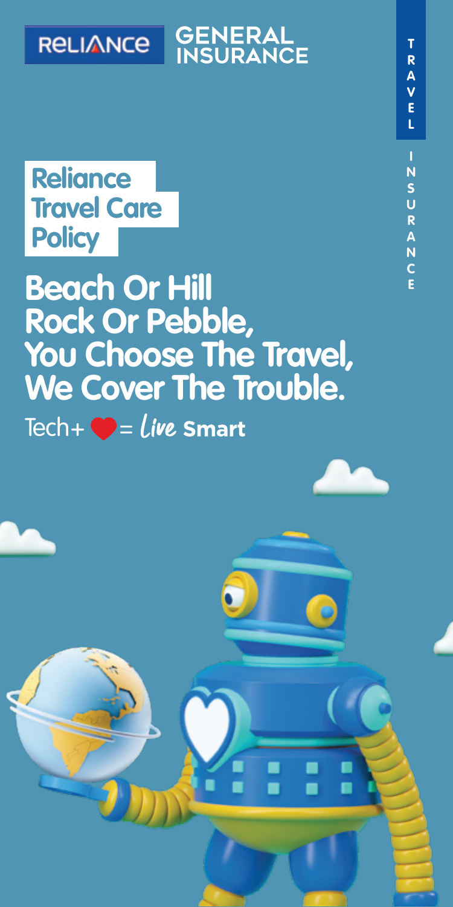RELIANCE GENERAL INSURANCE

TRAVEL INSURANCE

# Reliance Travel Care Policy

## Beach Or Hill Rock Or Pebble, You Choose The Travel, We Cover The Trouble.

Tech+ ❤ = Live Smart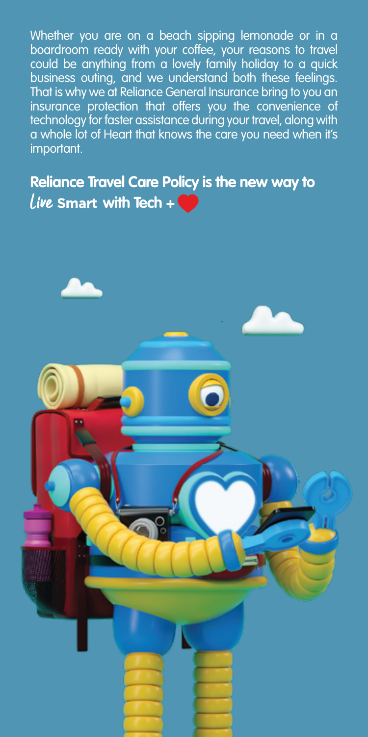Whether you are on a beach sipping lemonade or in a boardroom ready with your coffee, your reasons to travel could be anything from a lovely family holiday to a quick business outing, and we understand both these feelings. That is why we at Reliance General Insurance bring to you an insurance protection that offers you the convenience of technology for faster assistance during your travel, along with a whole lot of Heart that knows the care you need when it's important.

**Reliance Travel Care Policy is the new way to Live Smart with Tech + ❤**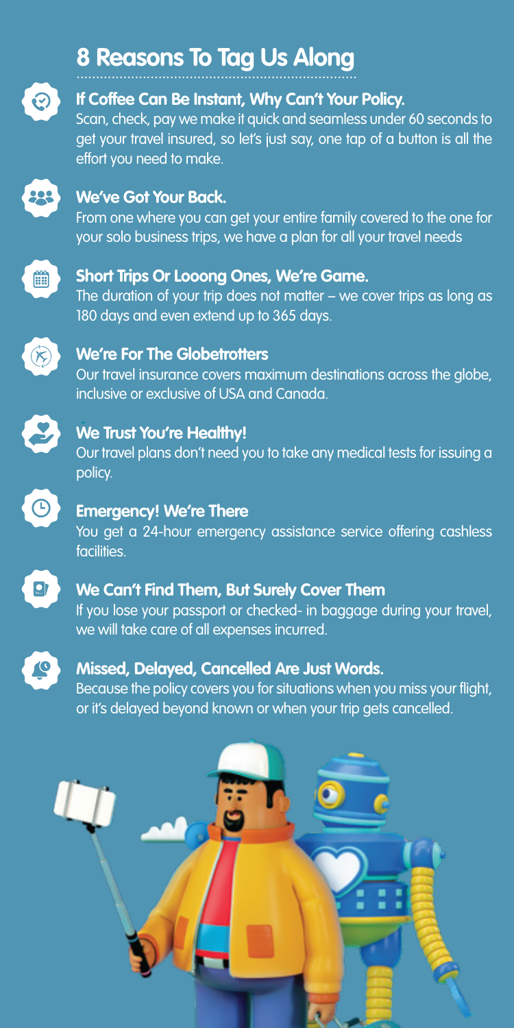# 8 Reasons To Tag Us Along

### If Coffee Can Be Instant, Why Can't Your Policy.

Scan, check, pay we make it quick and seamless under 60 seconds to get your travel insured, so let's just say, one tap of a button is all the effort you need to make.

### We've Got Your Back.

From one where you can get your entire family covered to the one for your solo business trips, we have a plan for all your travel needs

### Short Trips Or Looong Ones, We're Game.

The duration of your trip does not matter – we cover trips as long as 180 days and even extend up to 365 days.

### We're For The Globetrotters

Our travel insurance covers maximum destinations across the globe, inclusive or exclusive of USA and Canada.

### We Trust You're Healthy!

Our travel plans don't need you to take any medical tests for issuing a policy.

### Emergency! We're There

You get a 24-hour emergency assistance service offering cashless facilities.

### We Can't Find Them, But Surely Cover Them

If you lose your passport or checked- in baggage during your travel, we will take care of all expenses incurred.

### Missed, Delayed, Cancelled Are Just Words.

Because the policy covers you for situations when you miss your flight, or it's delayed beyond known or when your trip gets cancelled.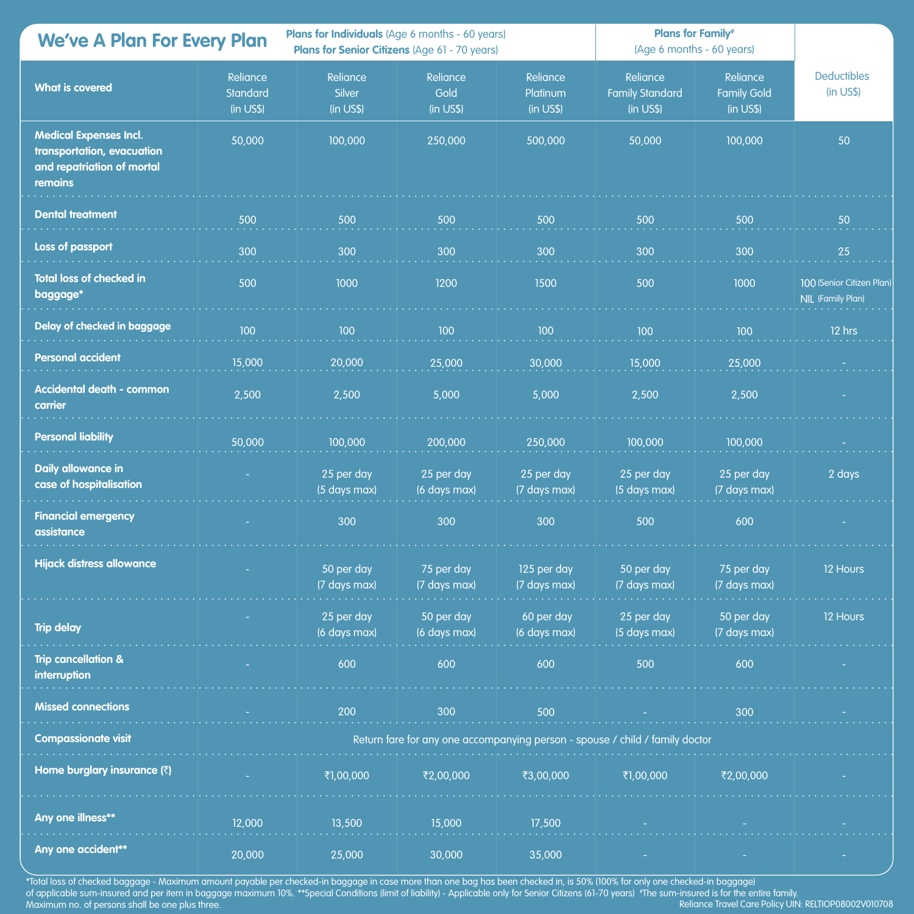## We've A Plan For Every Plan

| | Plans for Individuals (Age 6 months - 60 years) Plans for Senior Citizens (Age 61 - 70 years) | | | | Plans for Family# (Age 6 months - 60 years) | | |
|---|---|---|---|---|---|---|---|
| **What is covered** | Reliance Standard (in US$) | Reliance Silver (in US$) | Reliance Gold (in US$) | Reliance Platinum (in US$) | Reliance Family Standard (in US$) | Reliance Family Gold (in US$) | Deductibles (in US$) |
| **Medical Expenses Incl. transportation, evacuation and repatriation of mortal remains** | 50,000 | 100,000 | 250,000 | 500,000 | 50,000 | 100,000 | 50 |
| **Dental treatment** | 500 | 500 | 500 | 500 | 500 | 500 | 50 |
| **Loss of passport** | 300 | 300 | 300 | 300 | 300 | 300 | 25 |
| **Total loss of checked in baggage*** | 500 | 1000 | 1200 | 1500 | 500 | 1000 | 100 (Senior Citizen Plan) NIL (Family Plan) |
| **Delay of checked in baggage** | 100 | 100 | 100 | 100 | 100 | 100 | 12 hrs |
| **Personal accident** | 15,000 | 20,000 | 25,000 | 30,000 | 15,000 | 25,000 | - |
| **Accidental death - common carrier** | 2,500 | 2,500 | 5,000 | 5,000 | 2,500 | 2,500 | - |
| **Personal liability** | 50,000 | 100,000 | 200,000 | 250,000 | 100,000 | 100,000 | - |
| **Daily allowance in case of hospitalisation** | - | 25 per day (5 days max) | 25 per day (6 days max) | 25 per day (7 days max) | 25 per day (5 days max) | 25 per day (7 days max) | 2 days |
| **Financial emergency assistance** | - | 300 | 300 | 300 | 500 | 600 | - |
| **Hijack distress allowance** | - | 50 per day (7 days max) | 75 per day (7 days max) | 125 per day (7 days max) | 50 per day (7 days max) | 75 per day (7 days max) | 12 Hours |
| **Trip delay** | - | 25 per day (6 days max) | 50 per day (6 days max) | 60 per day (6 days max) | 25 per day (5 days max) | 50 per day (7 days max) | 12 Hours |
| **Trip cancellation & interruption** | - | 600 | 600 | 600 | 500 | 600 | - |
| **Missed connections** | - | 200 | 300 | 500 | - | 300 | - |
| **Compassionate visit** | Return fare for any one accompanying person - spouse / child / family doctor | | | | | | |
| **Home burglary insurance (₹)** | - | ₹1,00,000 | ₹2,00,000 | ₹3,00,000 | ₹1,00,000 | ₹2,00,000 | - |
| **Any one illness**** | 12,000 | 13,500 | 15,000 | 17,500 | - | - | - |
| **Any one accident**** | 20,000 | 25,000 | 30,000 | 35,000 | - | - | - |

*Total loss of checked baggage - Maximum amount payable per checked-in baggage in case more than one bag has been checked in, is 50% (100% for only one checked-in baggage) of applicable sum-insured and per item in baggage maximum 10%. **Special Conditions (limit of liability) - Applicable only for Senior Citizens (61-70 years) #The sum-insured is for the entire family. Maximum no. of persons shall be one plus three.

Reliance Travel Care Policy UIN: RELTIOP08002V010708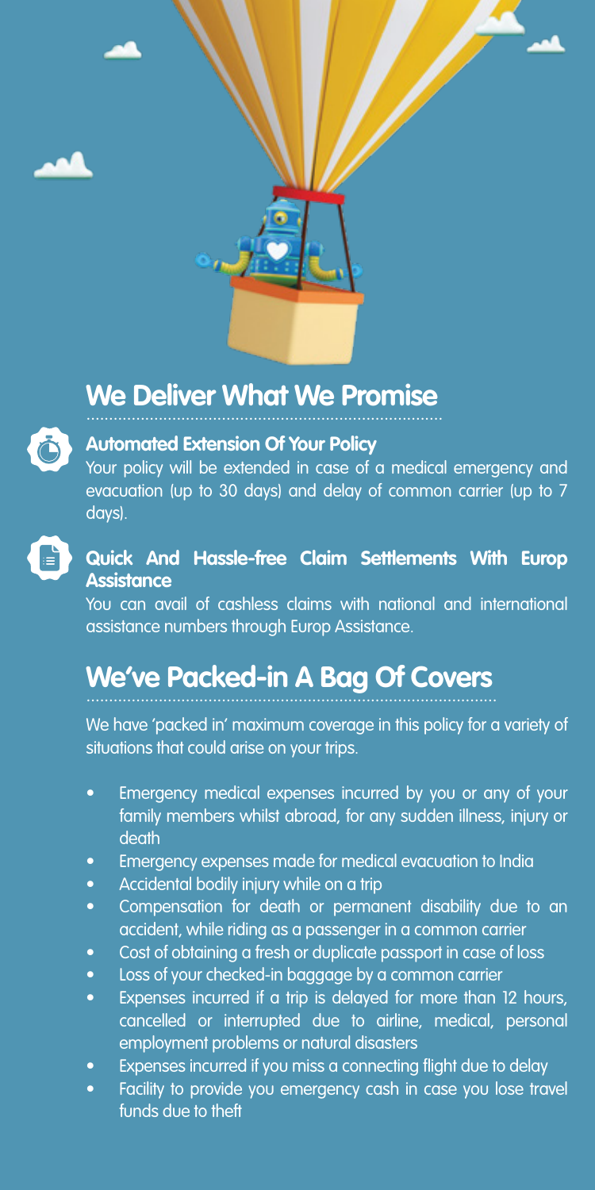## We Deliver What We Promise

### Automated Extension Of Your Policy

Your policy will be extended in case of a medical emergency and evacuation (up to 30 days) and delay of common carrier (up to 7 days).

### Quick And Hassle-free Claim Settlements With Europ Assistance

You can avail of cashless claims with national and international assistance numbers through Europ Assistance.

## We've Packed-in A Bag Of Covers

We have 'packed in' maximum coverage in this policy for a variety of situations that could arise on your trips.

- Emergency medical expenses incurred by you or any of your family members whilst abroad, for any sudden illness, injury or death
- Emergency expenses made for medical evacuation to India
- Accidental bodily injury while on a trip
- Compensation for death or permanent disability due to an accident, while riding as a passenger in a common carrier
- Cost of obtaining a fresh or duplicate passport in case of loss
- Loss of your checked-in baggage by a common carrier
- Expenses incurred if a trip is delayed for more than 12 hours, cancelled or interrupted due to airline, medical, personal employment problems or natural disasters
- Expenses incurred if you miss a connecting flight due to delay
- Facility to provide you emergency cash in case you lose travel funds due to theft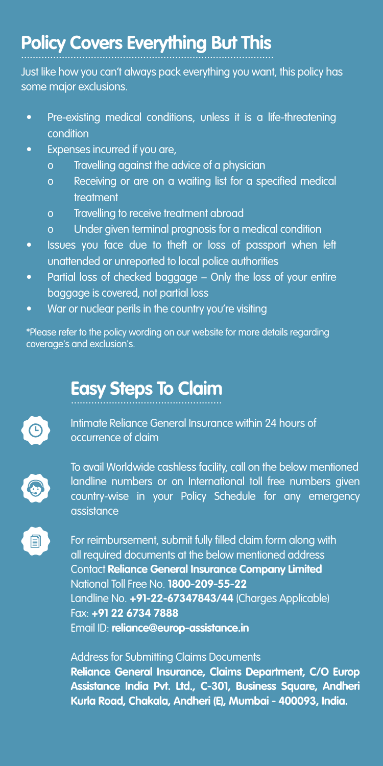## Policy Covers Everything But This

Just like how you can't always pack everything you want, this policy has some major exclusions.

- Pre-existing medical conditions, unless it is a life-threatening condition
- Expenses incurred if you are,
  - Travelling against the advice of a physician
  - Receiving or are on a waiting list for a specified medical treatment
  - Travelling to receive treatment abroad
  - Under given terminal prognosis for a medical condition
- Issues you face due to theft or loss of passport when left unattended or unreported to local police authorities
- Partial loss of checked baggage – Only the loss of your entire baggage is covered, not partial loss
- War or nuclear perils in the country you're visiting

*Please refer to the policy wording on our website for more details regarding coverage's and exclusion's.

## Easy Steps To Claim

Intimate Reliance General Insurance within 24 hours of occurrence of claim

To avail Worldwide cashless facility, call on the below mentioned landline numbers or on International toll free numbers given country-wise in your Policy Schedule for any emergency assistance

For reimbursement, submit fully filled claim form along with all required documents at the below mentioned address
Contact **Reliance General Insurance Company Limited**
National Toll Free No. **1800-209-55-22**
Landline No. **+91-22-67347843/44** (Charges Applicable)
Fax: **+91 22 6734 7888**
Email ID: **reliance@europ-assistance.in**

Address for Submitting Claims Documents
**Reliance General Insurance, Claims Department, C/O Europ Assistance India Pvt. Ltd., C-301, Business Square, Andheri Kurla Road, Chakala, Andheri (E), Mumbai - 400093, India.**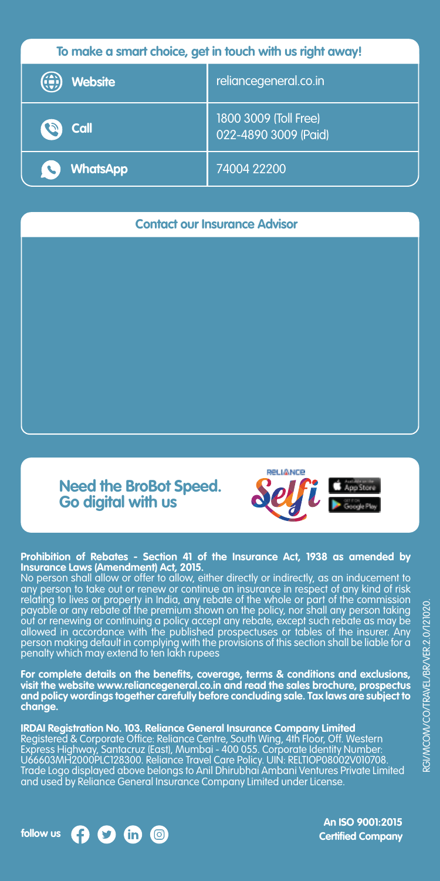| To make a smart choice, get in touch with us right away! | |
| --- | --- |
| Website | reliancegeneral.co.in |
| Call | 1800 3009 (Toll Free)<br>022-4890 3009 (Paid) |
| WhatsApp | 74004 22200 |

**Contact our Insurance Advisor**

**Need the BroBot Speed. Go digital with us**

RELIANCE Selfi

Available on the App Store

GET IT ON Google Play

**Prohibition of Rebates - Section 41 of the Insurance Act, 1938 as amended by Insurance Laws (Amendment) Act, 2015.**

No person shall allow or offer to allow, either directly or indirectly, as an inducement to any person to take out or renew or continue an insurance in respect of any kind of risk relating to lives or property in India, any rebate of the whole or part of the commission payable or any rebate of the premium shown on the policy, nor shall any person taking out or renewing or continuing a policy accept any rebate, except such rebate as may be allowed in accordance with the published prospectuses or tables of the insurer. Any person making default in complying with the provisions of this section shall be liable for a penalty which may extend to ten lakh rupees

**For complete details on the benefits, coverage, terms & conditions and exclusions, visit the website www.reliancegeneral.co.in and read the sales brochure, prospectus and policy wordings together carefully before concluding sale. Tax laws are subject to change.**

**IRDAI Registration No. 103. Reliance General Insurance Company Limited**

Registered & Corporate Office: Reliance Centre, South Wing, 4th Floor, Off. Western Express Highway, Santacruz (East), Mumbai - 400 055. Corporate Identity Number: U66603MH2000PLC128300. Reliance Travel Care Policy. UIN: RELTIOP08002V010708. Trade Logo displayed above belongs to Anil Dhirubhai Ambani Ventures Private Limited and used by Reliance General Insurance Company Limited under License.

RGI/MCOM/CO/TRAVEL/BR/VER.2.0/121020.

follow us

**An ISO 9001:2015 Certified Company**